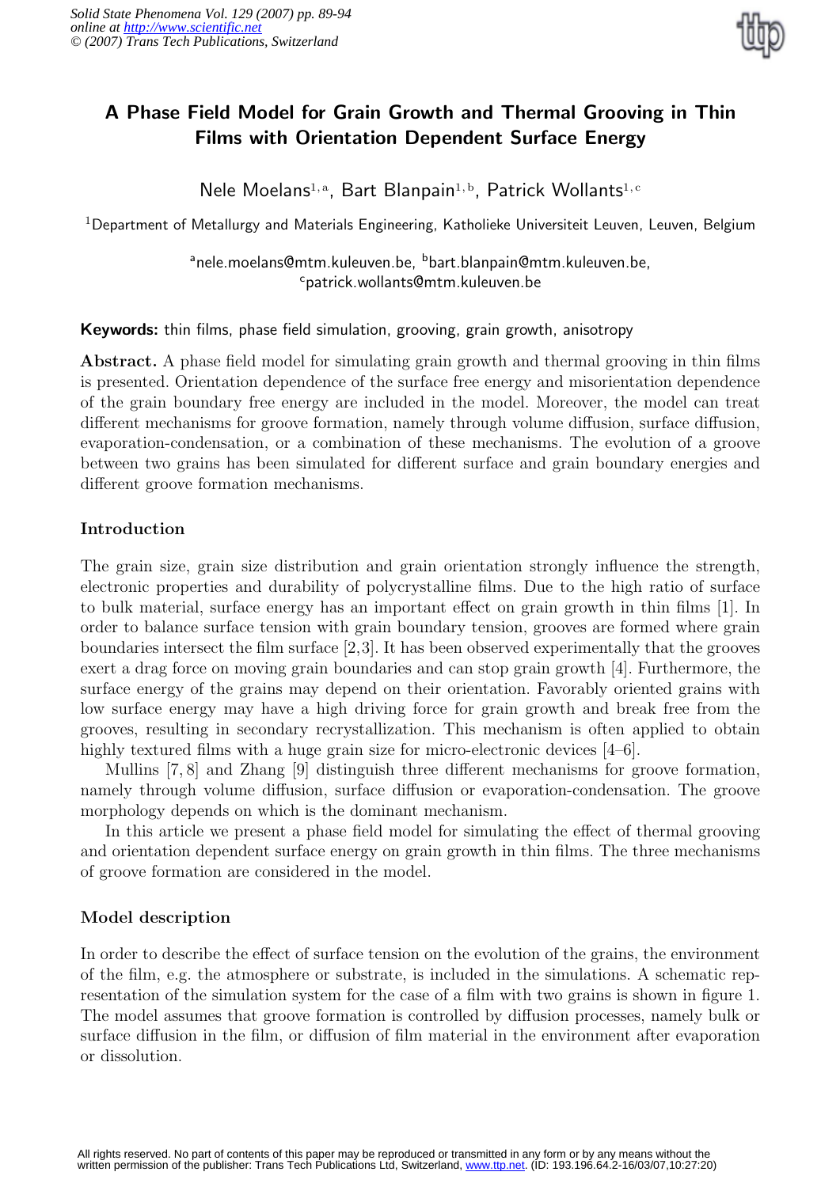# A Phase Field Model for Grain Growth and Thermal Grooving in Thin Films with Orientation Dependent Surface Energy

Nele Moelans[1,a], Bart Blanpain[1,b], Patrick Wollants[1,c]

[1]Department of Metallurgy and Materials Engineering, Katholieke Universiteit Leuven, Leuven, Belgium

[a]nele.moelans@mtm.kuleuven.be, [b]bart.blanpain@mtm.kuleuven.be, [c]patrick.wollants@mtm.kuleuven.be

**Keywords:** thin films, phase field simulation, grooving, grain growth, anisotropy

**Abstract.** A phase field model for simulating grain growth and thermal grooving in thin films is presented. Orientation dependence of the surface free energy and misorientation dependence of the grain boundary free energy are included in the model. Moreover, the model can treat different mechanisms for groove formation, namely through volume diffusion, surface diffusion, evaporation-condensation, or a combination of these mechanisms. The evolution of a groove between two grains has been simulated for different surface and grain boundary energies and different groove formation mechanisms.

## Introduction

The grain size, grain size distribution and grain orientation strongly influence the strength, electronic properties and durability of polycrystalline films. Due to the high ratio of surface to bulk material, surface energy has an important effect on grain growth in thin films [1]. In order to balance surface tension with grain boundary tension, grooves are formed where grain boundaries intersect the film surface [2,3]. It has been observed experimentally that the grooves exert a drag force on moving grain boundaries and can stop grain growth [4]. Furthermore, the surface energy of the grains may depend on their orientation. Favorably oriented grains with low surface energy may have a high driving force for grain growth and break free from the grooves, resulting in secondary recrystallization. This mechanism is often applied to obtain highly textured films with a huge grain size for micro-electronic devices [4–6].

Mullins [7, 8] and Zhang [9] distinguish three different mechanisms for groove formation, namely through volume diffusion, surface diffusion or evaporation-condensation. The groove morphology depends on which is the dominant mechanism.

In this article we present a phase field model for simulating the effect of thermal grooving and orientation dependent surface energy on grain growth in thin films. The three mechanisms of groove formation are considered in the model.

## Model description

In order to describe the effect of surface tension on the evolution of the grains, the environment of the film, e.g. the atmosphere or substrate, is included in the simulations. A schematic representation of the simulation system for the case of a film with two grains is shown in figure 1. The model assumes that groove formation is controlled by diffusion processes, namely bulk or surface diffusion in the film, or diffusion of film material in the environment after evaporation or dissolution.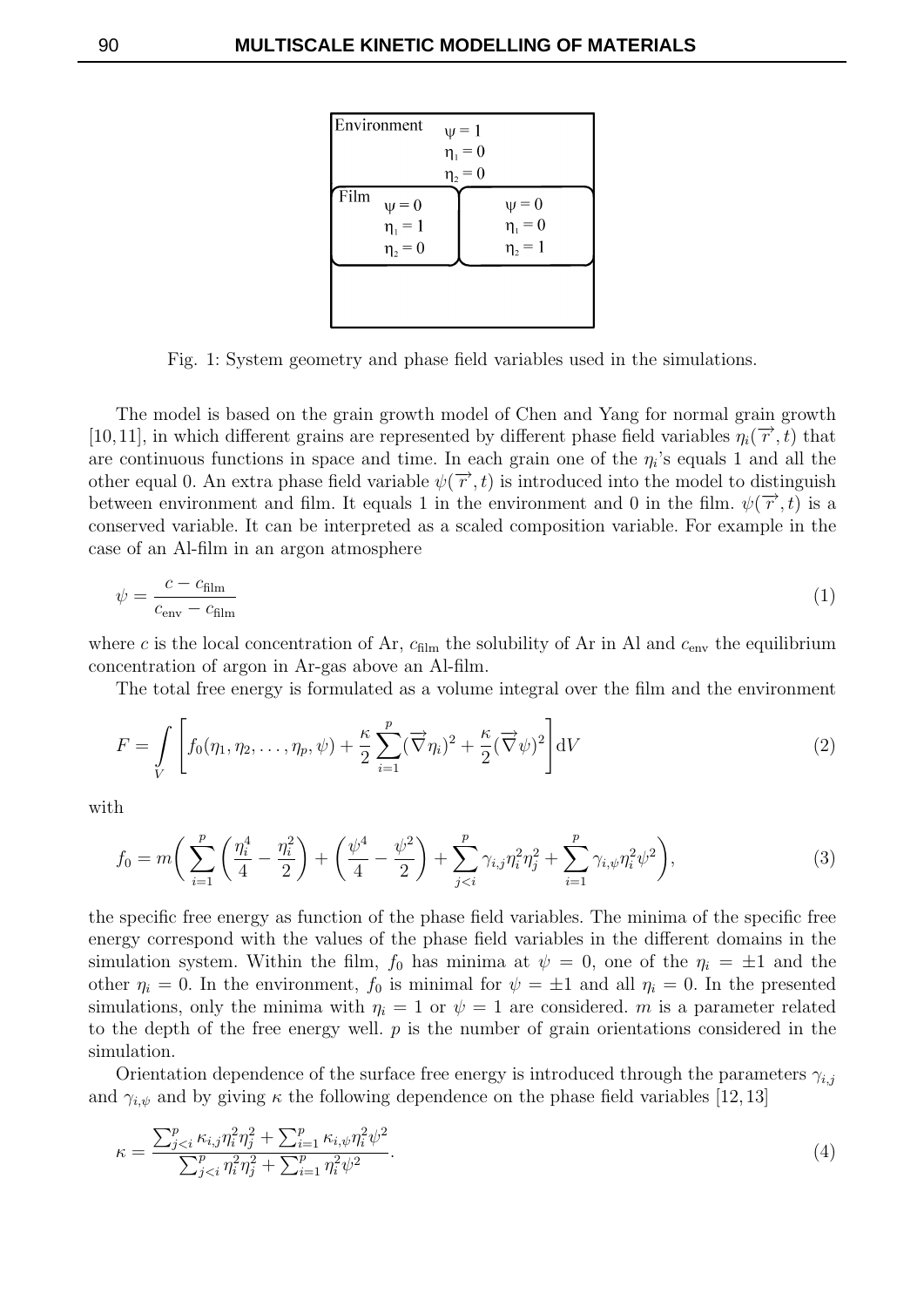Fig. 1: System geometry and phase field variables used in the simulations.

The model is based on the grain growth model of Chen and Yang for normal grain growth [10,11], in which different grains are represented by different phase field variables $\eta_i(\overrightarrow{r},t)$ that are continuous functions in space and time. In each grain one of the $\eta_i$'s equals 1 and all the other equal 0. An extra phase field variable $\psi(\overrightarrow{r},t)$ is introduced into the model to distinguish between environment and film. It equals 1 in the environment and 0 in the film. $\psi(\overrightarrow{r},t)$ is a conserved variable. It can be interpreted as a scaled composition variable. For example in the case of an Al-film in an argon atmosphere

$$\psi = \frac{c - c_{\text{film}}}{c_{\text{env}} - c_{\text{film}}} \tag{1}$$

where $c$ is the local concentration of Ar, $c_{\text{film}}$ the solubility of Ar in Al and $c_{\text{env}}$ the equilibrium concentration of argon in Ar-gas above an Al-film.

The total free energy is formulated as a volume integral over the film and the environment

$$F = \int_V \left[ f_0(\eta_1, \eta_2, \ldots, \eta_p, \psi) + \frac{\kappa}{2} \sum_{i=1}^{p} (\overrightarrow{\nabla} \eta_i)^2 + \frac{\kappa}{2} (\overrightarrow{\nabla} \psi)^2 \right] \mathrm{d}V \tag{2}$$

with

$$f_0 = m \Bigg( \sum_{i=1}^{p} \left( \frac{\eta_i^4}{4} - \frac{\eta_i^2}{2} \right) + \left( \frac{\psi^4}{4} - \frac{\psi^2}{2} \right) + \sum_{j<i}^{p} \gamma_{i,j} \eta_i^2 \eta_j^2 + \sum_{i=1}^{p} \gamma_{i,\psi} \eta_i^2 \psi^2 \Bigg), \tag{3}$$

the specific free energy as function of the phase field variables. The minima of the specific free energy correspond with the values of the phase field variables in the different domains in the simulation system. Within the film, $f_0$ has minima at $\psi = 0$, one of the $\eta_i = \pm 1$ and the other $\eta_i = 0$. In the environment, $f_0$ is minimal for $\psi = \pm 1$ and all $\eta_i = 0$. In the presented simulations, only the minima with $\eta_i = 1$ or $\psi = 1$ are considered. $m$ is a parameter related to the depth of the free energy well. $p$ is the number of grain orientations considered in the simulation.

Orientation dependence of the surface free energy is introduced through the parameters $\gamma_{i,j}$ and $\gamma_{i,\psi}$ and by giving $\kappa$ the following dependence on the phase field variables [12,13]

$$\kappa = \frac{\sum_{j<i}^{p} \kappa_{i,j} \eta_i^2 \eta_j^2 + \sum_{i=1}^{p} \kappa_{i,\psi} \eta_i^2 \psi^2}{\sum_{j<i}^{p} \eta_i^2 \eta_j^2 + \sum_{i=1}^{p} \eta_i^2 \psi^2}. \tag{4}$$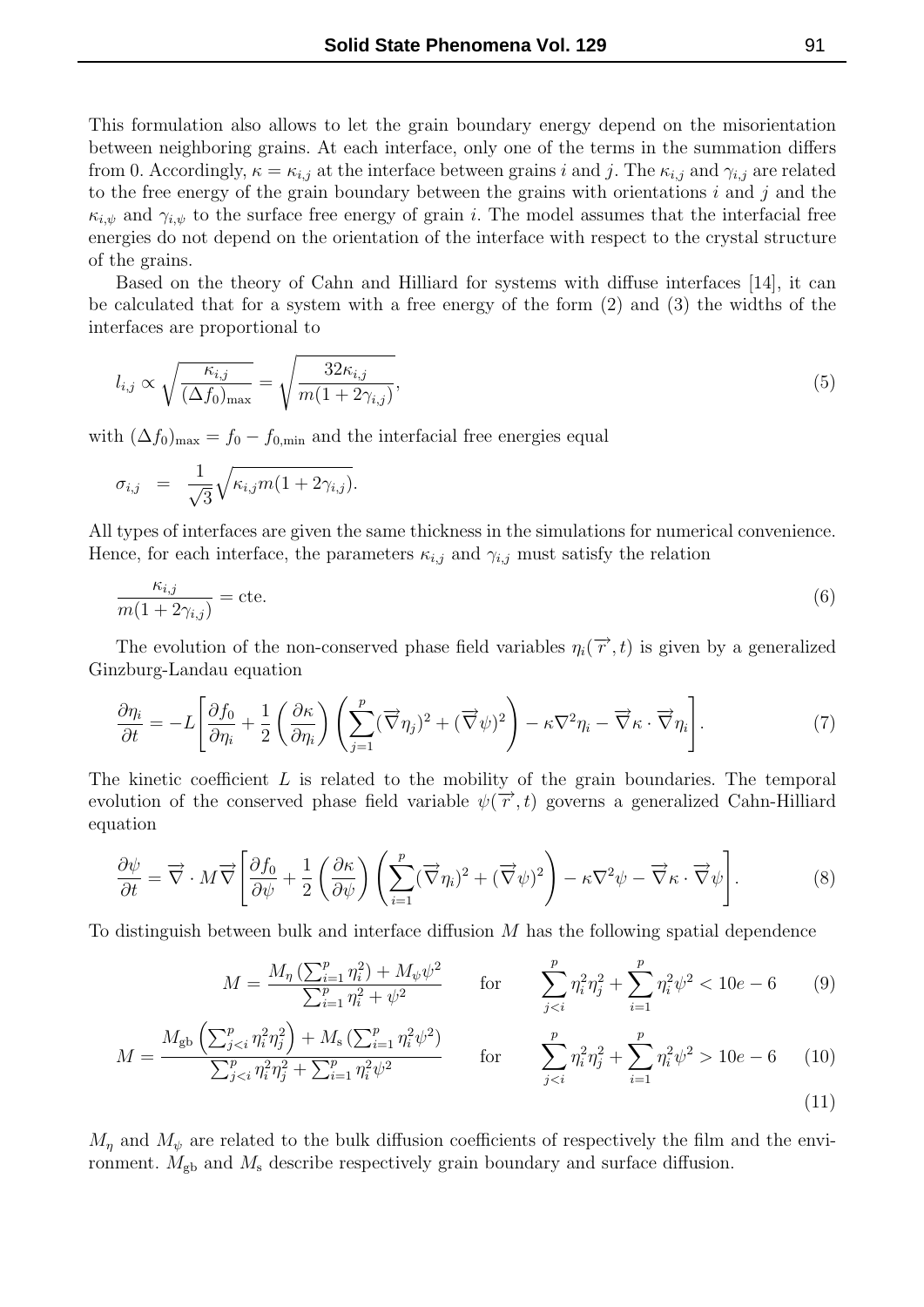This formulation also allows to let the grain boundary energy depend on the misorientation between neighboring grains. At each interface, only one of the terms in the summation differs from 0. Accordingly, $\kappa = \kappa_{i,j}$ at the interface between grains $i$ and $j$. The $\kappa_{i,j}$ and $\gamma_{i,j}$ are related to the free energy of the grain boundary between the grains with orientations $i$ and $j$ and the $\kappa_{i,\psi}$ and $\gamma_{i,\psi}$ to the surface free energy of grain $i$. The model assumes that the interfacial free energies do not depend on the orientation of the interface with respect to the crystal structure of the grains.

Based on the theory of Cahn and Hilliard for systems with diffuse interfaces [14], it can be calculated that for a system with a free energy of the form (2) and (3) the widths of the interfaces are proportional to

$$l_{i,j} \propto \sqrt{\frac{\kappa_{i,j}}{(\Delta f_0)_{\max}}} = \sqrt{\frac{32\kappa_{i,j}}{m(1+2\gamma_{i,j})}}, \tag{5}$$

with $(\Delta f_0)_{\max} = f_0 - f_{0,\min}$ and the interfacial free energies equal

$$\sigma_{i,j} \;=\; \frac{1}{\sqrt{3}}\sqrt{\kappa_{i,j} m(1+2\gamma_{i,j})}.$$

All types of interfaces are given the same thickness in the simulations for numerical convenience. Hence, for each interface, the parameters $\kappa_{i,j}$ and $\gamma_{i,j}$ must satisfy the relation

$$\frac{\kappa_{i,j}}{m(1+2\gamma_{i,j})} = \text{cte}. \tag{6}$$

The evolution of the non-conserved phase field variables $\eta_i(\overrightarrow{r},t)$ is given by a generalized Ginzburg-Landau equation

$$\frac{\partial \eta_i}{\partial t} = -L\left[\frac{\partial f_0}{\partial \eta_i} + \frac{1}{2}\left(\frac{\partial \kappa}{\partial \eta_i}\right)\left(\sum_{j=1}^{p}(\overrightarrow{\nabla}\eta_j)^2 + (\overrightarrow{\nabla}\psi)^2\right) - \kappa\nabla^2\eta_i - \overrightarrow{\nabla}\kappa\cdot\overrightarrow{\nabla}\eta_i\right]. \tag{7}$$

The kinetic coefficient $L$ is related to the mobility of the grain boundaries. The temporal evolution of the conserved phase field variable $\psi(\overrightarrow{r},t)$ governs a generalized Cahn-Hilliard equation

$$\frac{\partial \psi}{\partial t} = \overrightarrow{\nabla}\cdot M\overrightarrow{\nabla}\left[\frac{\partial f_0}{\partial \psi} + \frac{1}{2}\left(\frac{\partial \kappa}{\partial \psi}\right)\left(\sum_{i=1}^{p}(\overrightarrow{\nabla}\eta_i)^2 + (\overrightarrow{\nabla}\psi)^2\right) - \kappa\nabla^2\psi - \overrightarrow{\nabla}\kappa\cdot\overrightarrow{\nabla}\psi\right]. \tag{8}$$

To distinguish between bulk and interface diffusion $M$ has the following spatial dependence

$$M = \frac{M_\eta\left(\sum_{i=1}^{p}\eta_i^2\right) + M_\psi\psi^2}{\sum_{i=1}^{p}\eta_i^2 + \psi^2} \qquad \text{for} \qquad \sum_{j<i}^{p}\eta_i^2\eta_j^2 + \sum_{i=1}^{p}\eta_i^2\psi^2 < 10e-6 \tag{9}$$

$$M = \frac{M_{\text{gb}}\left(\sum_{j<i}^{p}\eta_i^2\eta_j^2\right) + M_{\text{s}}\left(\sum_{i=1}^{p}\eta_i^2\psi^2\right)}{\sum_{j<i}^{p}\eta_i^2\eta_j^2 + \sum_{i=1}^{p}\eta_i^2\psi^2} \qquad \text{for} \qquad \sum_{j<i}^{p}\eta_i^2\eta_j^2 + \sum_{i=1}^{p}\eta_i^2\psi^2 > 10e-6 \tag{10}$$

$$\tag{11}$$

$M_\eta$ and $M_\psi$ are related to the bulk diffusion coefficients of respectively the film and the environment. $M_{\text{gb}}$ and $M_{\text{s}}$ describe respectively grain boundary and surface diffusion.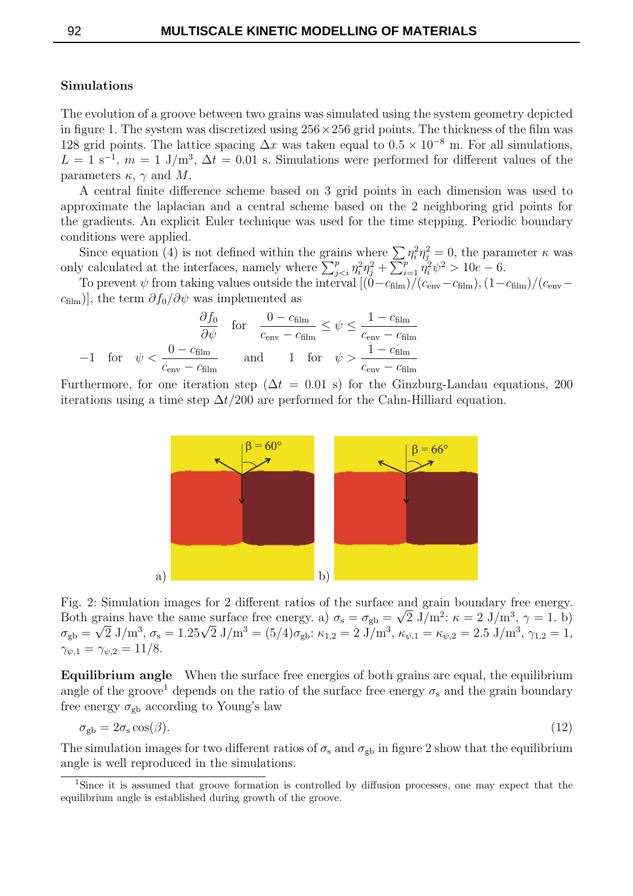### Simulations

The evolution of a groove between two grains was simulated using the system geometry depicted in figure 1. The system was discretized using $256 \times 256$ grid points. The thickness of the film was 128 grid points. The lattice spacing $\Delta x$ was taken equal to $0.5 \times 10^{-8}$ m. For all simulations, $L = 1$ s$^{-1}$, $m = 1$ J/m$^3$, $\Delta t = 0.01$ s. Simulations were performed for different values of the parameters $\kappa$, $\gamma$ and $M$.

A central finite difference scheme based on 3 grid points in each dimension was used to approximate the laplacian and a central scheme based on the 2 neighboring grid points for the gradients. An explicit Euler technique was used for the time stepping. Periodic boundary conditions were applied.

Since equation (4) is not defined within the grains where $\sum \eta_i^2 \eta_j^2 = 0$, the parameter $\kappa$ was only calculated at the interfaces, namely where $\sum_{j<i}^{p} \eta_i^2 \eta_j^2 + \sum_{i=1}^{p} \eta_i^2 \psi^2 > 10e-6$.

To prevent $\psi$ from taking values outside the interval $[(0 - c_{\text{film}})/(c_{\text{env}} - c_{\text{film}}), (1 - c_{\text{film}})/(c_{\text{env}} - c_{\text{film}})]$, the term $\partial f_0 / \partial \psi$ was implemented as

$$\frac{\partial f_0}{\partial \psi} \quad \text{for} \quad \frac{0 - c_{\text{film}}}{c_{\text{env}} - c_{\text{film}}} \leq \psi \leq \frac{1 - c_{\text{film}}}{c_{\text{env}} - c_{\text{film}}}$$

$$-1 \quad \text{for} \quad \psi < \frac{0 - c_{\text{film}}}{c_{\text{env}} - c_{\text{film}}} \qquad \text{and} \qquad 1 \quad \text{for} \quad \psi > \frac{1 - c_{\text{film}}}{c_{\text{env}} - c_{\text{film}}}$$

Furthermore, for one iteration step ($\Delta t = 0.01$ s) for the Ginzburg-Landau equations, 200 iterations using a time step $\Delta t/200$ are performed for the Cahn-Hilliard equation.

Fig. 2: Simulation images for 2 different ratios of the surface and grain boundary free energy. Both grains have the same surface free energy. a) $\sigma_{\text{s}} = \sigma_{\text{gb}} = \sqrt{2}$ J/m$^2$: $\kappa = 2$ J/m$^3$, $\gamma = 1$. b) $\sigma_{\text{gb}} = \sqrt{2}$ J/m$^3$, $\sigma_{\text{s}} = 1.25\sqrt{2}$ J/m$^3$ $= (5/4)\sigma_{\text{gb}}$: $\kappa_{1,2} = 2$ J/m$^3$, $\kappa_{\psi,1} = \kappa_{\psi,2} = 2.5$ J/m$^3$, $\gamma_{1,2} = 1$, $\gamma_{\psi,1} = \gamma_{\psi,2} = 11/8$.

**Equilibrium angle** When the surface free energies of both grains are equal, the equilibrium angle of the groove[1] depends on the ratio of the surface free energy $\sigma_{\text{s}}$ and the grain boundary free energy $\sigma_{\text{gb}}$ according to Young's law

$$\sigma_{\text{gb}} = 2\sigma_{\text{s}} \cos(\beta). \tag{12}$$

The simulation images for two different ratios of $\sigma_{\text{s}}$ and $\sigma_{\text{gb}}$ in figure 2 show that the equilibrium angle is well reproduced in the simulations.

[1] Since it is assumed that groove formation is controlled by diffusion processes, one may expect that the equilibrium angle is established during growth of the groove.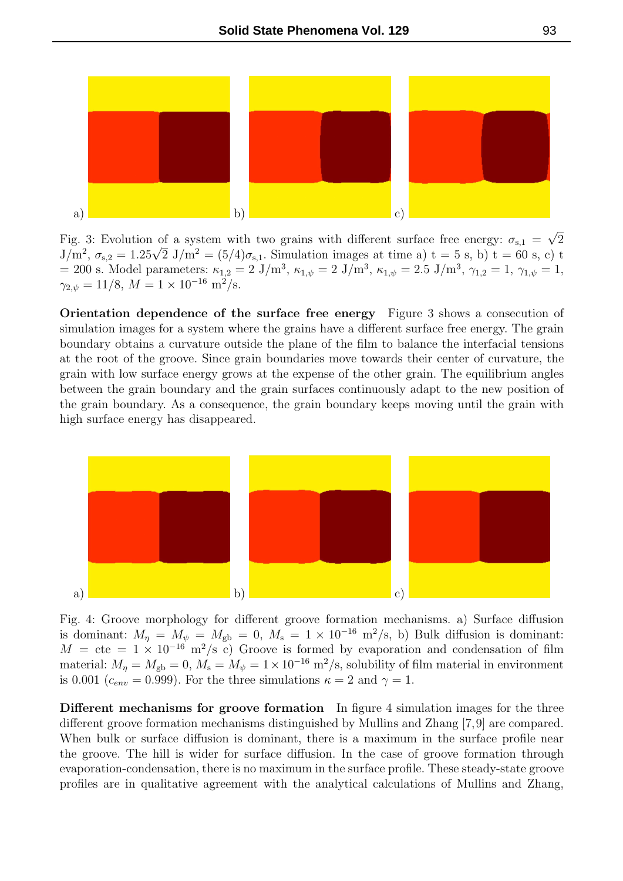Fig. 3: Evolution of a system with two grains with different surface free energy: $\sigma_{s,1} = \sqrt{2}$ J/m$^2$, $\sigma_{s,2} = 1.25\sqrt{2}$ J/m$^2$ = $(5/4)\sigma_{s,1}$. Simulation images at time a) t = 5 s, b) t = 60 s, c) t = 200 s. Model parameters: $\kappa_{1,2} = 2$ J/m$^3$, $\kappa_{1,\psi} = 2$ J/m$^3$, $\kappa_{1,\psi} = 2.5$ J/m$^3$, $\gamma_{1,2} = 1$, $\gamma_{1,\psi} = 1$, $\gamma_{2,\psi} = 11/8$, $M = 1 \times 10^{-16}$ m$^2$/s.

**Orientation dependence of the surface free energy** Figure 3 shows a consecution of simulation images for a system where the grains have a different surface free energy. The grain boundary obtains a curvature outside the plane of the film to balance the interfacial tensions at the root of the groove. Since grain boundaries move towards their center of curvature, the grain with low surface energy grows at the expense of the other grain. The equilibrium angles between the grain boundary and the grain surfaces continuously adapt to the new position of the grain boundary. As a consequence, the grain boundary keeps moving until the grain with high surface energy has disappeared.

Fig. 4: Groove morphology for different groove formation mechanisms. a) Surface diffusion is dominant: $M_\eta = M_\psi = M_{gb} = 0$, $M_s = 1 \times 10^{-16}$ m$^2$/s, b) Bulk diffusion is dominant: $M$ = cte = $1 \times 10^{-16}$ m$^2$/s c) Groove is formed by evaporation and condensation of film material: $M_\eta = M_{gb} = 0$, $M_s = M_\psi = 1 \times 10^{-16}$ m$^2$/s, solubility of film material in environment is 0.001 ($c_{env} = 0.999$). For the three simulations $\kappa = 2$ and $\gamma = 1$.

**Different mechanisms for groove formation** In figure 4 simulation images for the three different groove formation mechanisms distinguished by Mullins and Zhang [7,9] are compared. When bulk or surface diffusion is dominant, there is a maximum in the surface profile near the groove. The hill is wider for surface diffusion. In the case of groove formation through evaporation-condensation, there is no maximum in the surface profile. These steady-state groove profiles are in qualitative agreement with the analytical calculations of Mullins and Zhang,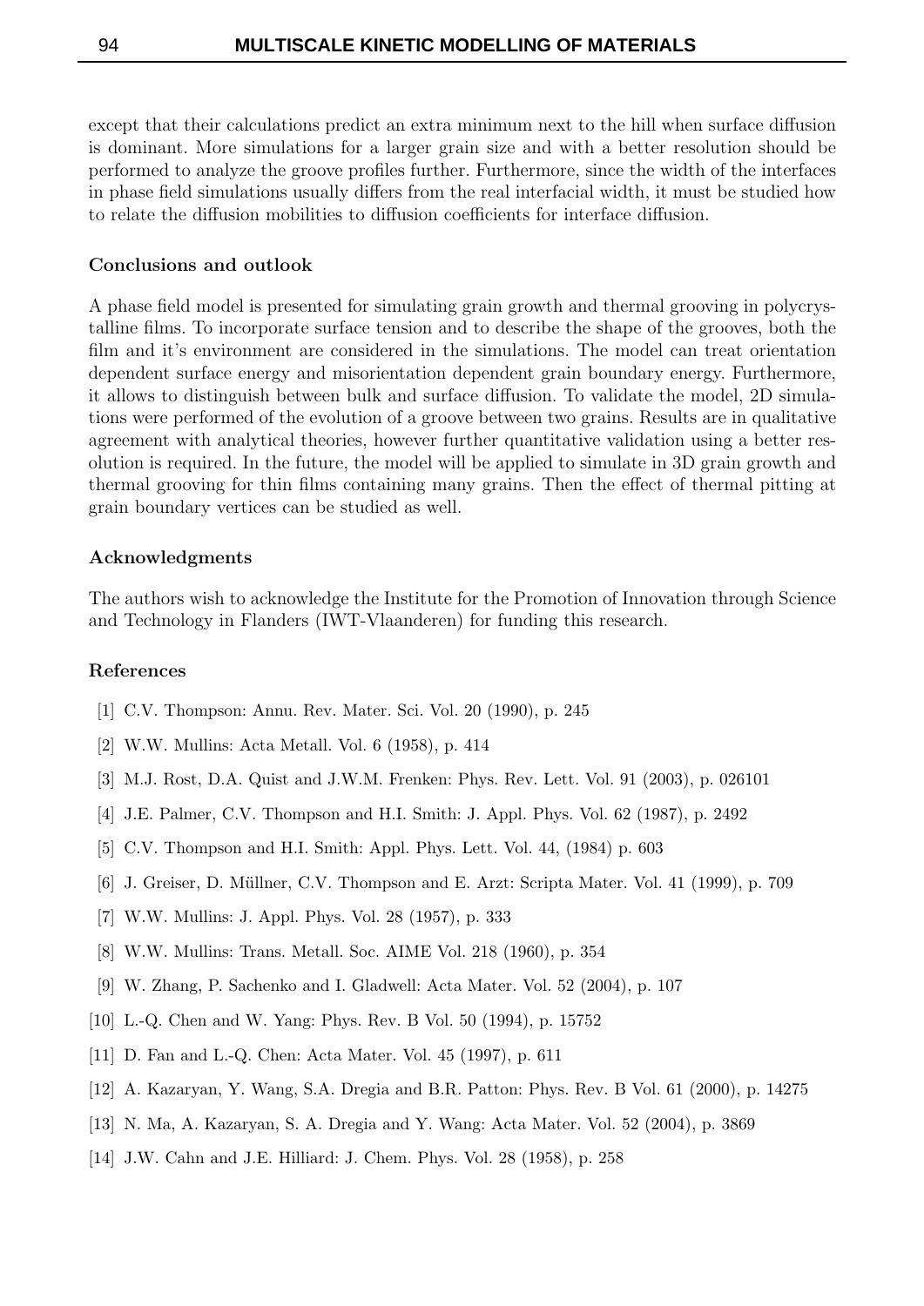except that their calculations predict an extra minimum next to the hill when surface diffusion is dominant. More simulations for a larger grain size and with a better resolution should be performed to analyze the groove profiles further. Furthermore, since the width of the interfaces in phase field simulations usually differs from the real interfacial width, it must be studied how to relate the diffusion mobilities to diffusion coefficients for interface diffusion.

## Conclusions and outlook

A phase field model is presented for simulating grain growth and thermal grooving in polycrystalline films. To incorporate surface tension and to describe the shape of the grooves, both the film and it's environment are considered in the simulations. The model can treat orientation dependent surface energy and misorientation dependent grain boundary energy. Furthermore, it allows to distinguish between bulk and surface diffusion. To validate the model, 2D simulations were performed of the evolution of a groove between two grains. Results are in qualitative agreement with analytical theories, however further quantitative validation using a better resolution is required. In the future, the model will be applied to simulate in 3D grain growth and thermal grooving for thin films containing many grains. Then the effect of thermal pitting at grain boundary vertices can be studied as well.

## Acknowledgments

The authors wish to acknowledge the Institute for the Promotion of Innovation through Science and Technology in Flanders (IWT-Vlaanderen) for funding this research.

## References

[1] C.V. Thompson: Annu. Rev. Mater. Sci. Vol. 20 (1990), p. 245

[2] W.W. Mullins: Acta Metall. Vol. 6 (1958), p. 414

[3] M.J. Rost, D.A. Quist and J.W.M. Frenken: Phys. Rev. Lett. Vol. 91 (2003), p. 026101

[4] J.E. Palmer, C.V. Thompson and H.I. Smith: J. Appl. Phys. Vol. 62 (1987), p. 2492

[5] C.V. Thompson and H.I. Smith: Appl. Phys. Lett. Vol. 44, (1984) p. 603

[6] J. Greiser, D. Müllner, C.V. Thompson and E. Arzt: Scripta Mater. Vol. 41 (1999), p. 709

[7] W.W. Mullins: J. Appl. Phys. Vol. 28 (1957), p. 333

[8] W.W. Mullins: Trans. Metall. Soc. AIME Vol. 218 (1960), p. 354

[9] W. Zhang, P. Sachenko and I. Gladwell: Acta Mater. Vol. 52 (2004), p. 107

[10] L.-Q. Chen and W. Yang: Phys. Rev. B Vol. 50 (1994), p. 15752

[11] D. Fan and L.-Q. Chen: Acta Mater. Vol. 45 (1997), p. 611

[12] A. Kazaryan, Y. Wang, S.A. Dregia and B.R. Patton: Phys. Rev. B Vol. 61 (2000), p. 14275

[13] N. Ma, A. Kazaryan, S. A. Dregia and Y. Wang: Acta Mater. Vol. 52 (2004), p. 3869

[14] J.W. Cahn and J.E. Hilliard: J. Chem. Phys. Vol. 28 (1958), p. 258